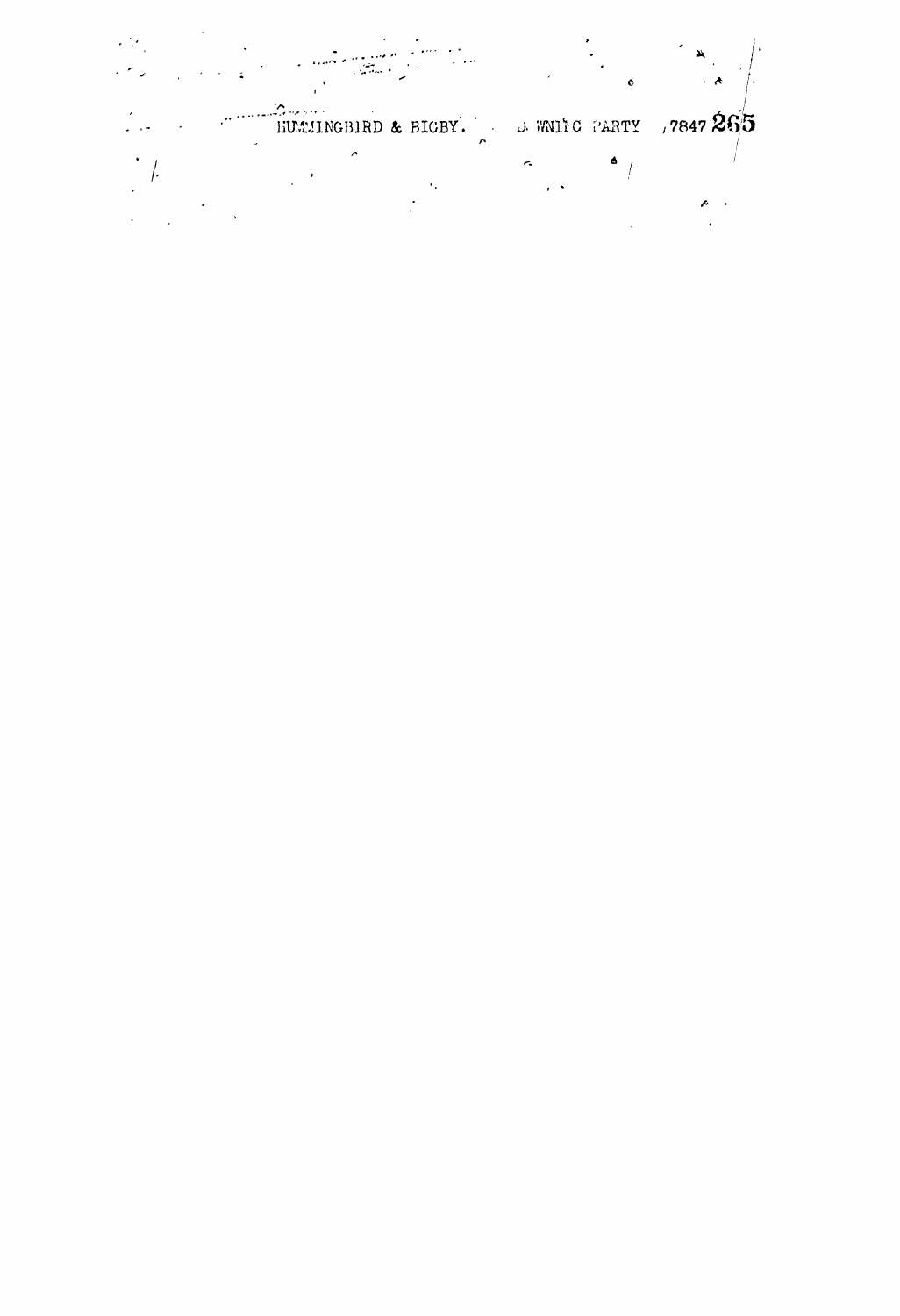HUMMINGBIRD & BIGBY. D. WNITC PARTY 7847 265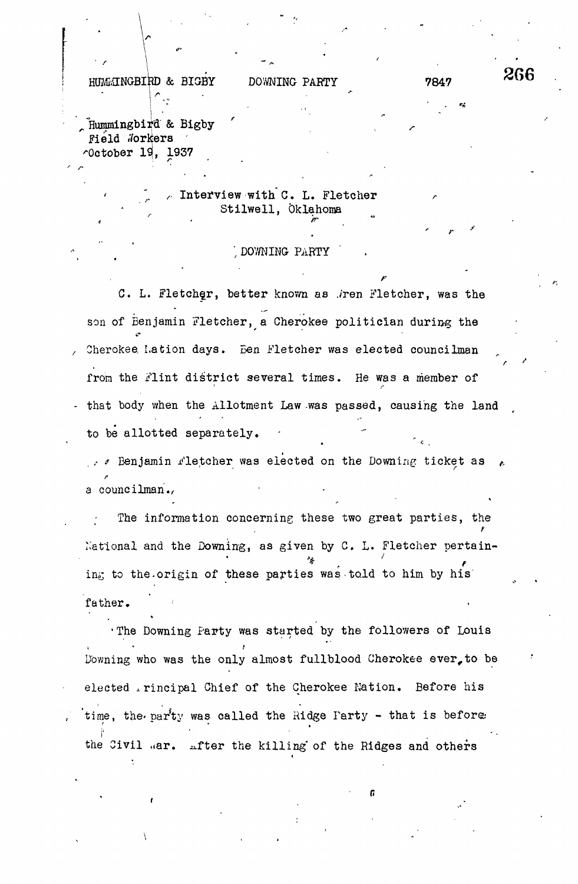Hummingbird & Bigby
Field Workers
October 19, 1937

Interview with C. L. Fletcher
Stilwell, Oklahoma

DOWNING PARTY

C. L. Fletcher, better known as Wren Fletcher, was the son of Benjamin Fletcher, a Cherokee politician during the Cherokee Nation days. Ben Fletcher was elected councilman from the Flint district several times. He was a member of that body when the Allotment Law was passed, causing the land to be allotted separately.

Benjamin Fletcher was elected on the Downing ticket as a councilman.

The information concerning these two great parties, the National and the Downing, as given by C. L. Fletcher pertaining to the origin of these parties was told to him by his father.

The Downing Party was started by the followers of Louis Downing who was the only almost fullblood Cherokee ever to be elected Principal Chief of the Cherokee Nation. Before his time, the party was called the Ridge Party - that is before the Civil War. After the killing of the Ridges and others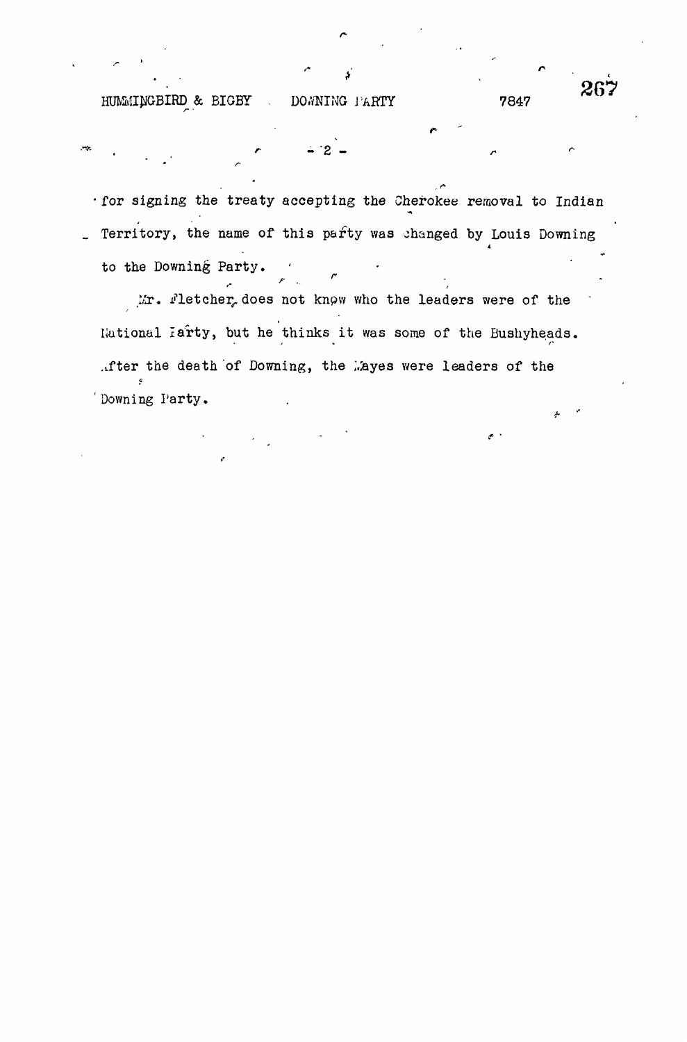for signing the treaty accepting the Cherokee removal to Indian Territory, the name of this party was changed by Louis Downing to the Downing Party.

Mr. Fletcher does not know who the leaders were of the National Party, but he thinks it was some of the Bushyheads. After the death of Downing, the Mayes were leaders of the Downing Party.